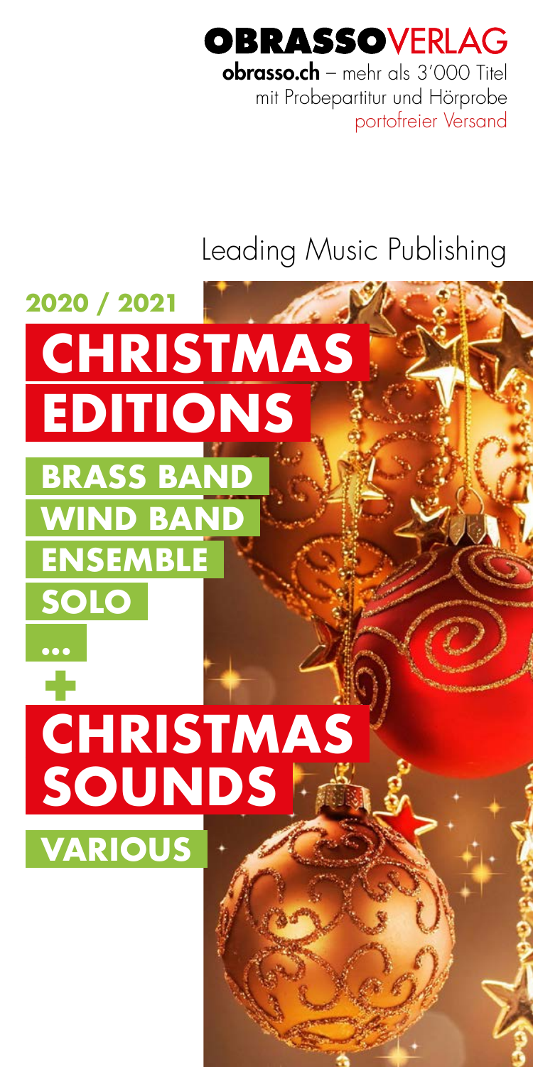**OBRASSO**VERLAG

**obrasso.ch** – mehr als 3'000 Titel
mit Probepartitur und Hörprobe
portofreier Versand

Leading Music Publishing

**2020 / 2021**

# CHRISTMAS EDITIONS

**BRASS BAND**

**WIND BAND**

**ENSEMBLE**

**SOLO**

**...**

**+**

# CHRISTMAS SOUNDS

**VARIOUS**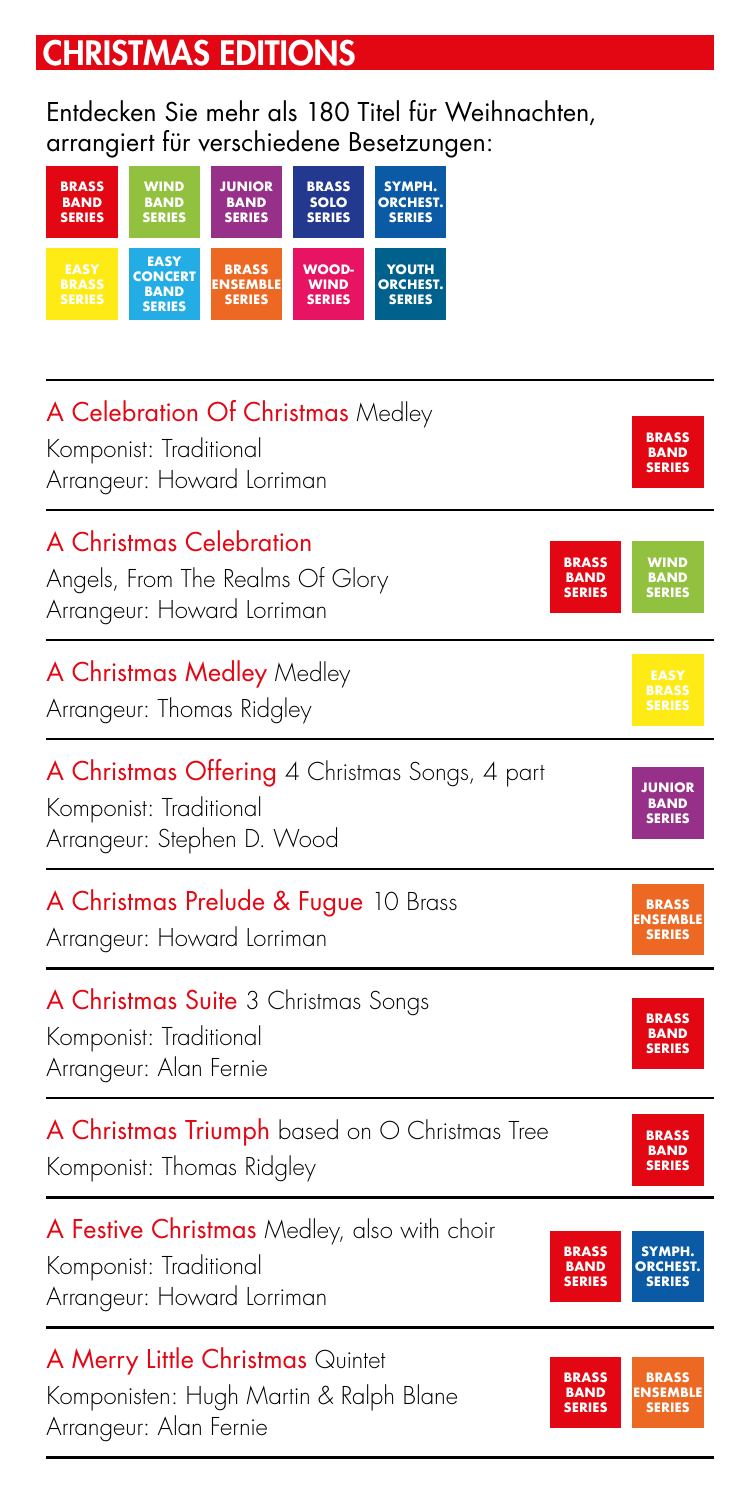# CHRISTMAS EDITIONS

Entdecken Sie mehr als 180 Titel für Weihnachten, arrangiert für verschiedene Besetzungen:

BRASS BAND SERIES | WIND BAND SERIES | JUNIOR BAND SERIES | BRASS SOLO SERIES | SYMPH. ORCHEST. SERIES

EASY BRASS SERIES | EASY CONCERT BAND SERIES | BRASS ENSEMBLE SERIES | WOODWIND SERIES | YOUTH ORCHEST. SERIES

---

**A Celebration Of Christmas** Medley
Komponist: Traditional
Arrangeur: Howard Lorriman
BRASS BAND SERIES

---

**A Christmas Celebration**
Angels, From The Realms Of Glory
Arrangeur: Howard Lorriman
BRASS BAND SERIES | WIND BAND SERIES

---

**A Christmas Medley** Medley
Arrangeur: Thomas Ridgley
EASY BRASS SERIES

---

**A Christmas Offering** 4 Christmas Songs, 4 part
Komponist: Traditional
Arrangeur: Stephen D. Wood
JUNIOR BAND SERIES

---

**A Christmas Prelude & Fugue** 10 Brass
Arrangeur: Howard Lorriman
BRASS ENSEMBLE SERIES

---

**A Christmas Suite** 3 Christmas Songs
Komponist: Traditional
Arrangeur: Alan Fernie
BRASS BAND SERIES

---

**A Christmas Triumph** based on O Christmas Tree
Komponist: Thomas Ridgley
BRASS BAND SERIES

---

**A Festive Christmas** Medley, also with choir
Komponist: Traditional
Arrangeur: Howard Lorriman
BRASS BAND SERIES | SYMPH. ORCHEST. SERIES

---

**A Merry Little Christmas** Quintet
Komponisten: Hugh Martin & Ralph Blane
Arrangeur: Alan Fernie
BRASS BAND SERIES | BRASS ENSEMBLE SERIES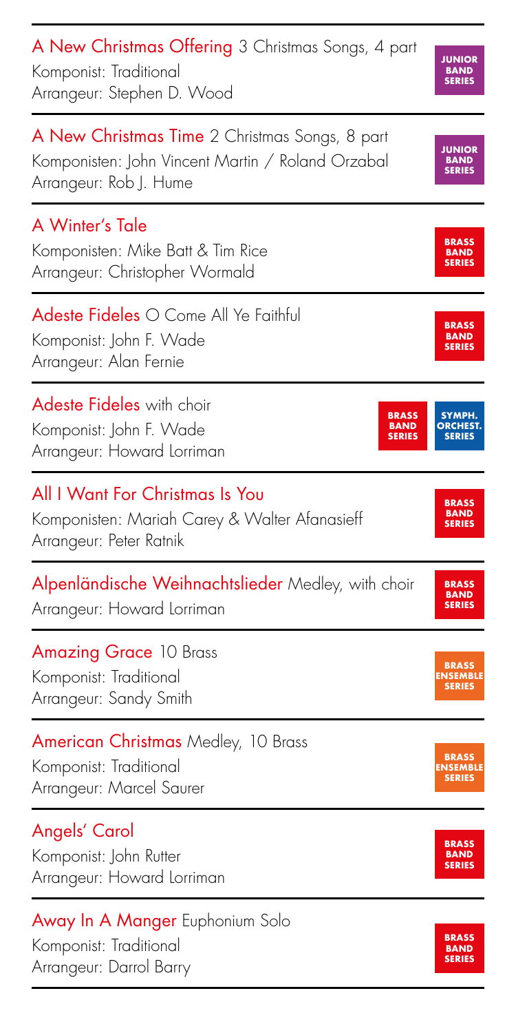**A New Christmas Offering** 3 Christmas Songs, 4 part
Komponist: Traditional
Arrangeur: Stephen D. Wood
JUNIOR BAND SERIES

---

**A New Christmas Time** 2 Christmas Songs, 8 part
Komponisten: John Vincent Martin / Roland Orzabal
Arrangeur: Rob J. Hume
JUNIOR BAND SERIES

---

**A Winter's Tale**
Komponisten: Mike Batt & Tim Rice
Arrangeur: Christopher Wormald
BRASS BAND SERIES

---

**Adeste Fideles** O Come All Ye Faithful
Komponist: John F. Wade
Arrangeur: Alan Fernie
BRASS BAND SERIES

---

**Adeste Fideles** with choir
Komponist: John F. Wade
Arrangeur: Howard Lorriman
BRASS BAND SERIES | SYMPH. ORCHEST. SERIES

---

**All I Want For Christmas Is You**
Komponisten: Mariah Carey & Walter Afanasieff
Arrangeur: Peter Ratnik
BRASS BAND SERIES

---

**Alpenländische Weihnachtslieder** Medley, with choir
Arrangeur: Howard Lorriman
BRASS BAND SERIES

---

**Amazing Grace** 10 Brass
Komponist: Traditional
Arrangeur: Sandy Smith
BRASS ENSEMBLE SERIES

---

**American Christmas** Medley, 10 Brass
Komponist: Traditional
Arrangeur: Marcel Saurer
BRASS ENSEMBLE SERIES

---

**Angels' Carol**
Komponist: John Rutter
Arrangeur: Howard Lorriman
BRASS BAND SERIES

---

**Away In A Manger** Euphonium Solo
Komponist: Traditional
Arrangeur: Darrol Barry
BRASS BAND SERIES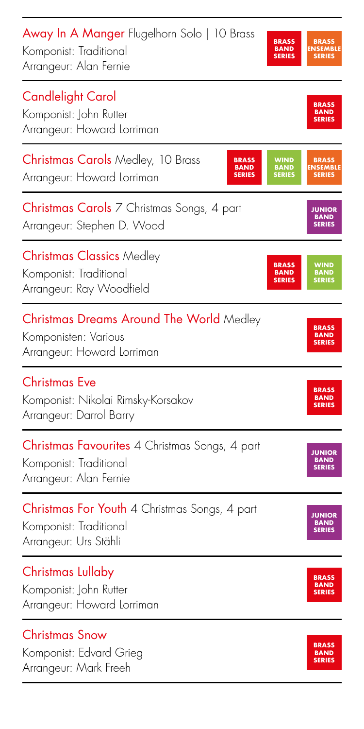**Away In A Manger** Flugelhorn Solo | 10 Brass
Komponist: Traditional
Arrangeur: Alan Fernie
BRASS BAND SERIES | BRASS ENSEMBLE SERIES

---

**Candlelight Carol**
Komponist: John Rutter
Arrangeur: Howard Lorriman
BRASS BAND SERIES

---

**Christmas Carols** Medley, 10 Brass
Arrangeur: Howard Lorriman
BRASS BAND SERIES | WIND BAND SERIES | BRASS ENSEMBLE SERIES

---

**Christmas Carols** 7 Christmas Songs, 4 part
Arrangeur: Stephen D. Wood
JUNIOR BAND SERIES

---

**Christmas Classics** Medley
Komponist: Traditional
Arrangeur: Ray Woodfield
BRASS BAND SERIES | WIND BAND SERIES

---

**Christmas Dreams Around The World** Medley
Komponisten: Various
Arrangeur: Howard Lorriman
BRASS BAND SERIES

---

**Christmas Eve**
Komponist: Nikolai Rimsky-Korsakov
Arrangeur: Darrol Barry
BRASS BAND SERIES

---

**Christmas Favourites** 4 Christmas Songs, 4 part
Komponist: Traditional
Arrangeur: Alan Fernie
JUNIOR BAND SERIES

---

**Christmas For Youth** 4 Christmas Songs, 4 part
Komponist: Traditional
Arrangeur: Urs Stähli
JUNIOR BAND SERIES

---

**Christmas Lullaby**
Komponist: John Rutter
Arrangeur: Howard Lorriman
BRASS BAND SERIES

---

**Christmas Snow**
Komponist: Edvard Grieg
Arrangeur: Mark Freeh
BRASS BAND SERIES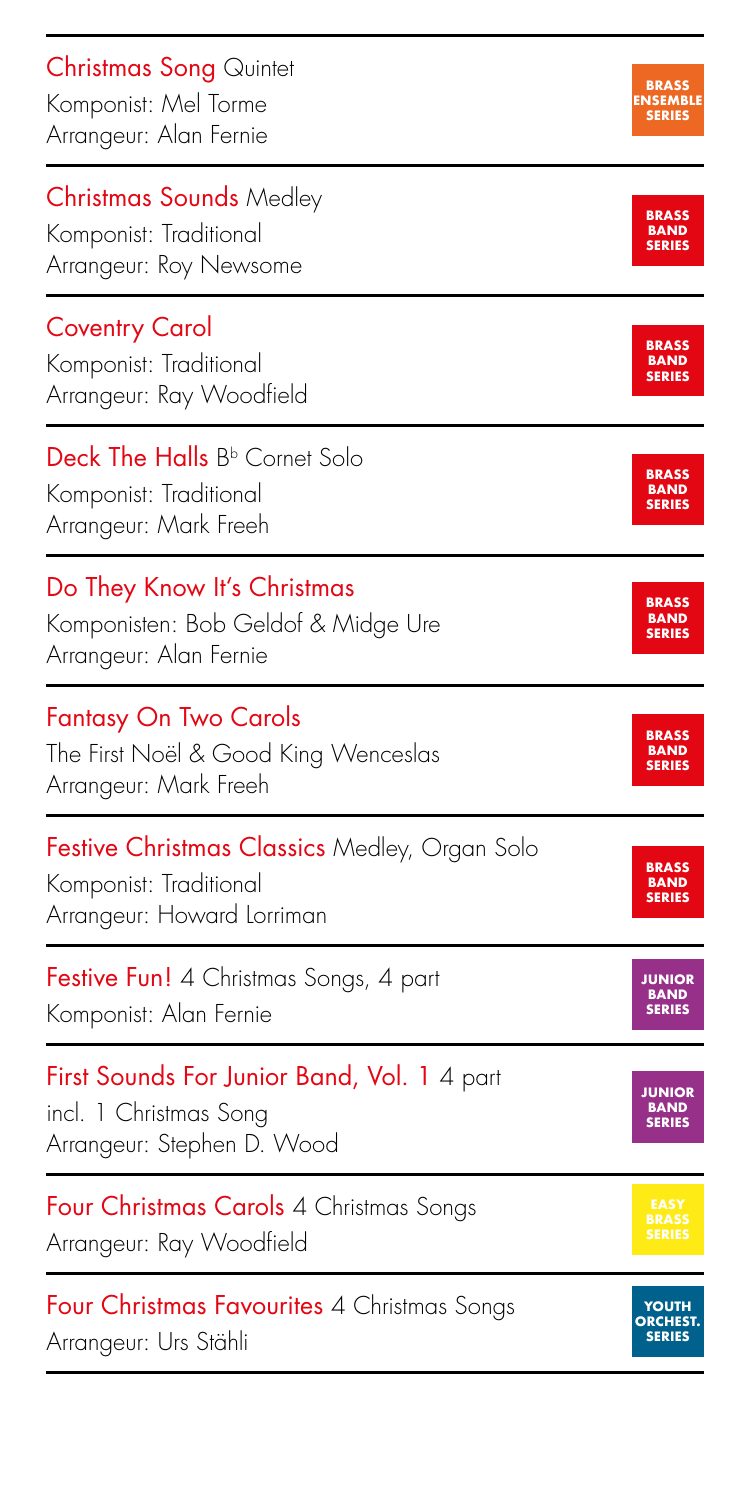**Christmas Song** Quintet
Komponist: Mel Torme
Arrangeur: Alan Fernie
BRASS ENSEMBLE SERIES

---

**Christmas Sounds** Medley
Komponist: Traditional
Arrangeur: Roy Newsome
BRASS BAND SERIES

---

**Coventry Carol**
Komponist: Traditional
Arrangeur: Ray Woodfield
BRASS BAND SERIES

---

**Deck The Halls** B♭ Cornet Solo
Komponist: Traditional
Arrangeur: Mark Freeh
BRASS BAND SERIES

---

**Do They Know It's Christmas**
Komponisten: Bob Geldof & Midge Ure
Arrangeur: Alan Fernie
BRASS BAND SERIES

---

**Fantasy On Two Carols**
The First Noël & Good King Wenceslas
Arrangeur: Mark Freeh
BRASS BAND SERIES

---

**Festive Christmas Classics** Medley, Organ Solo
Komponist: Traditional
Arrangeur: Howard Lorriman
BRASS BAND SERIES

---

**Festive Fun!** 4 Christmas Songs, 4 part
Komponist: Alan Fernie
JUNIOR BAND SERIES

---

**First Sounds For Junior Band, Vol. 1** 4 part
incl. 1 Christmas Song
Arrangeur: Stephen D. Wood
JUNIOR BAND SERIES

---

**Four Christmas Carols** 4 Christmas Songs
Arrangeur: Ray Woodfield
EASY BRASS SERIES

---

**Four Christmas Favourites** 4 Christmas Songs
Arrangeur: Urs Stähli
YOUTH ORCHEST. SERIES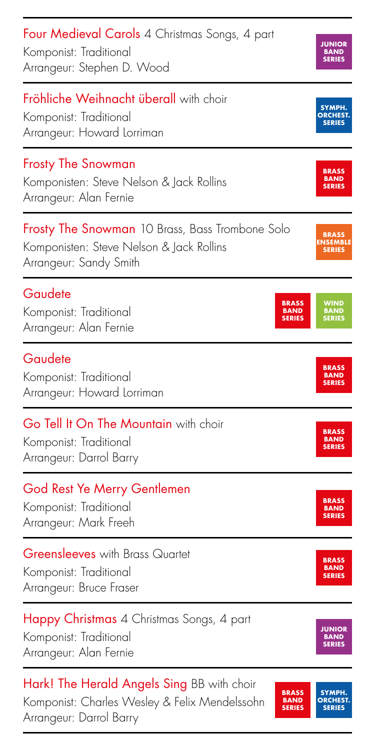**Four Medieval Carols** 4 Christmas Songs, 4 part
Komponist: Traditional
Arrangeur: Stephen D. Wood
JUNIOR BAND SERIES

---

**Fröhliche Weihnacht überall** with choir
Komponist: Traditional
Arrangeur: Howard Lorriman
SYMPH. ORCHEST. SERIES

---

**Frosty The Snowman**
Komponisten: Steve Nelson & Jack Rollins
Arrangeur: Alan Fernie
BRASS BAND SERIES

---

**Frosty The Snowman** 10 Brass, Bass Trombone Solo
Komponisten: Steve Nelson & Jack Rollins
Arrangeur: Sandy Smith
BRASS ENSEMBLE SERIES

---

**Gaudete**
Komponist: Traditional
Arrangeur: Alan Fernie
BRASS BAND SERIES | WIND BAND SERIES

---

**Gaudete**
Komponist: Traditional
Arrangeur: Howard Lorriman
BRASS BAND SERIES

---

**Go Tell It On The Mountain** with choir
Komponist: Traditional
Arrangeur: Darrol Barry
BRASS BAND SERIES

---

**God Rest Ye Merry Gentlemen**
Komponist: Traditional
Arrangeur: Mark Freeh
BRASS BAND SERIES

---

**Greensleeves** with Brass Quartet
Komponist: Traditional
Arrangeur: Bruce Fraser
BRASS BAND SERIES

---

**Happy Christmas** 4 Christmas Songs, 4 part
Komponist: Traditional
Arrangeur: Alan Fernie
JUNIOR BAND SERIES

---

**Hark! The Herald Angels Sing** BB with choir
Komponist: Charles Wesley & Felix Mendelssohn
Arrangeur: Darrol Barry
BRASS BAND SERIES | SYMPH. ORCHEST. SERIES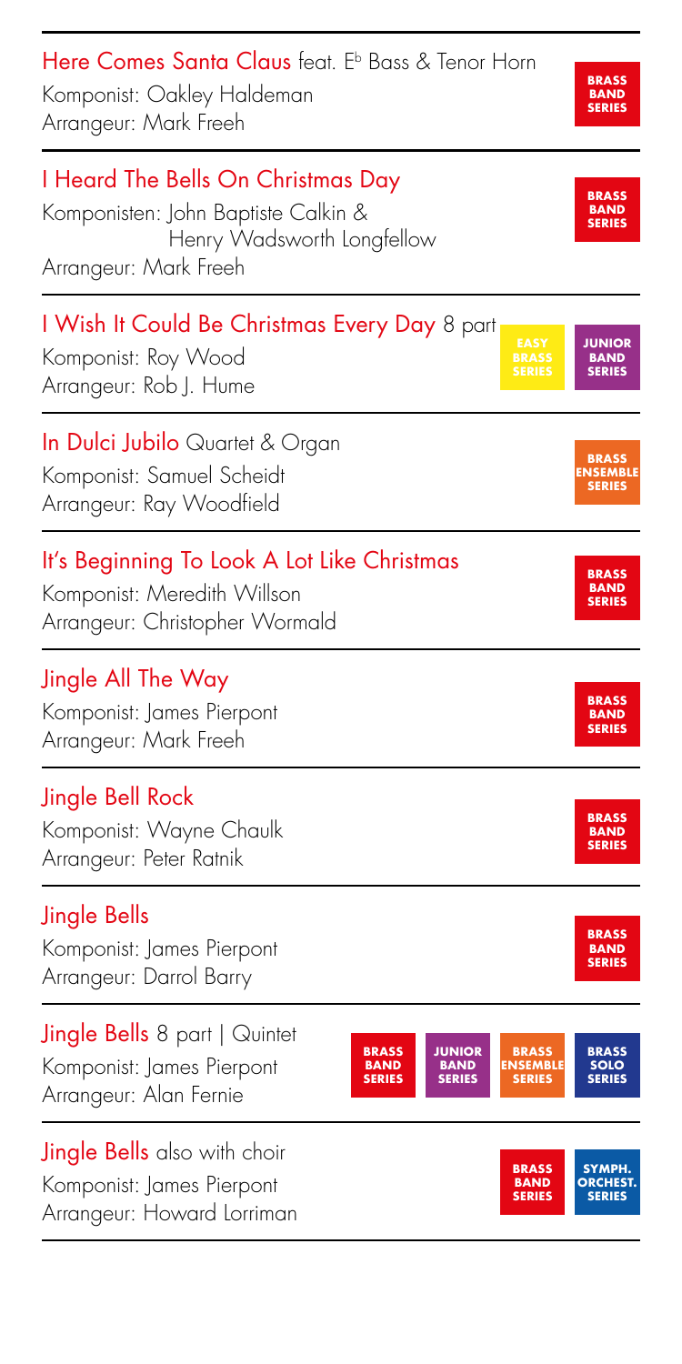**Here Comes Santa Claus** feat. E♭ Bass & Tenor Horn
Komponist: Oakley Haldeman
Arrangeur: Mark Freeh
BRASS BAND SERIES

---

**I Heard The Bells On Christmas Day**
Komponisten: John Baptiste Calkin & Henry Wadsworth Longfellow
Arrangeur: Mark Freeh
BRASS BAND SERIES

---

**I Wish It Could Be Christmas Every Day** 8 part
Komponist: Roy Wood
Arrangeur: Rob J. Hume
EASY BRASS SERIES | JUNIOR BAND SERIES

---

**In Dulci Jubilo** Quartet & Organ
Komponist: Samuel Scheidt
Arrangeur: Ray Woodfield
BRASS ENSEMBLE SERIES

---

**It's Beginning To Look A Lot Like Christmas**
Komponist: Meredith Willson
Arrangeur: Christopher Wormald
BRASS BAND SERIES

---

**Jingle All The Way**
Komponist: James Pierpont
Arrangeur: Mark Freeh
BRASS BAND SERIES

---

**Jingle Bell Rock**
Komponist: Wayne Chaulk
Arrangeur: Peter Ratnik
BRASS BAND SERIES

---

**Jingle Bells**
Komponist: James Pierpont
Arrangeur: Darrol Barry
BRASS BAND SERIES

---

**Jingle Bells** 8 part | Quintet
Komponist: James Pierpont
Arrangeur: Alan Fernie
BRASS BAND SERIES | JUNIOR BAND SERIES | BRASS ENSEMBLE SERIES | BRASS SOLO SERIES

---

**Jingle Bells** also with choir
Komponist: James Pierpont
Arrangeur: Howard Lorriman
BRASS BAND SERIES | SYMPH. ORCHEST. SERIES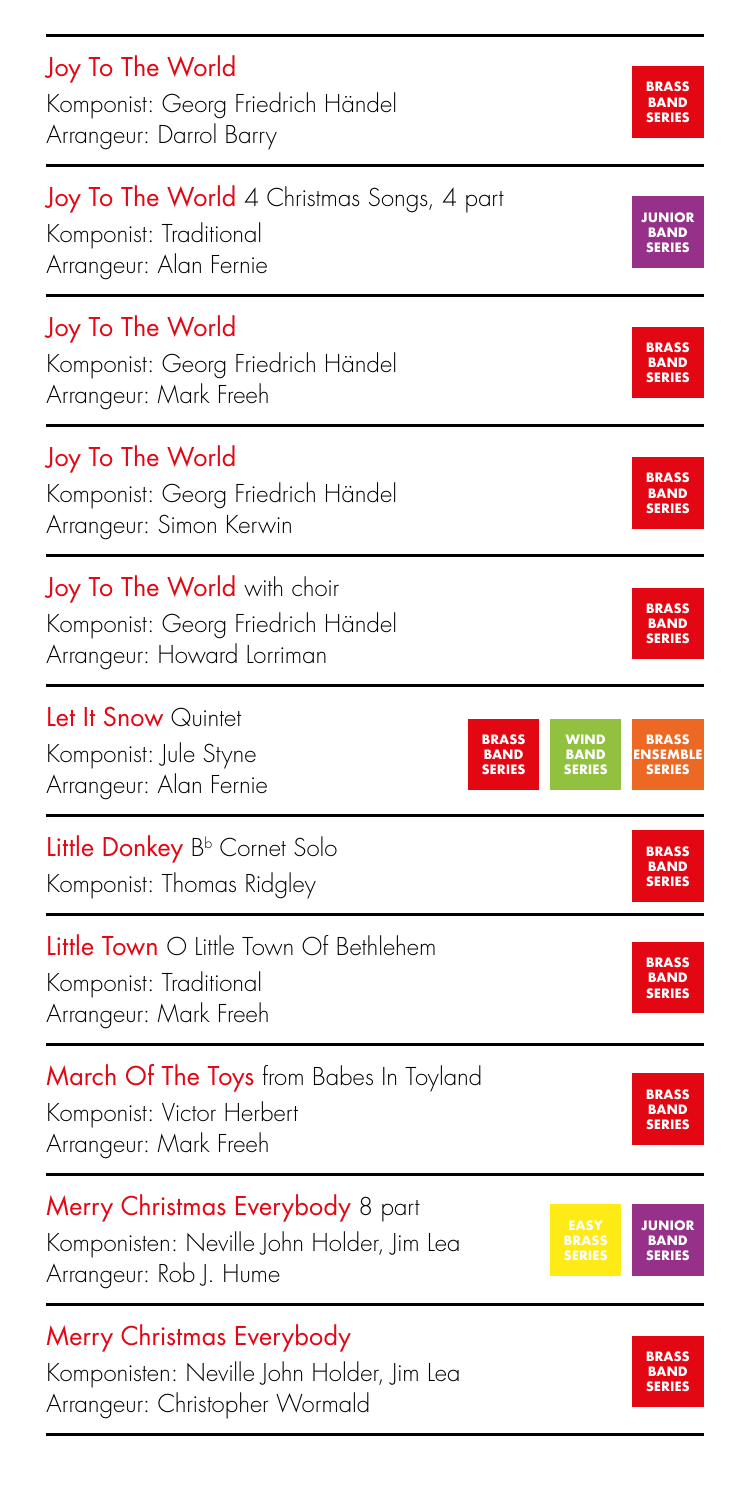**Joy To The World**
Komponist: Georg Friedrich Händel
Arrangeur: Darrol Barry
BRASS BAND SERIES

---

**Joy To The World** 4 Christmas Songs, 4 part
Komponist: Traditional
Arrangeur: Alan Fernie
JUNIOR BAND SERIES

---

**Joy To The World**
Komponist: Georg Friedrich Händel
Arrangeur: Mark Freeh
BRASS BAND SERIES

---

**Joy To The World**
Komponist: Georg Friedrich Händel
Arrangeur: Simon Kerwin
BRASS BAND SERIES

---

**Joy To The World** with choir
Komponist: Georg Friedrich Händel
Arrangeur: Howard Lorriman
BRASS BAND SERIES

---

**Let It Snow** Quintet
Komponist: Jule Styne
Arrangeur: Alan Fernie
BRASS BAND SERIES | WIND BAND SERIES | BRASS ENSEMBLE SERIES

---

**Little Donkey** B♭ Cornet Solo
Komponist: Thomas Ridgley
BRASS BAND SERIES

---

**Little Town** O Little Town Of Bethlehem
Komponist: Traditional
Arrangeur: Mark Freeh
BRASS BAND SERIES

---

**March Of The Toys** from Babes In Toyland
Komponist: Victor Herbert
Arrangeur: Mark Freeh
BRASS BAND SERIES

---

**Merry Christmas Everybody** 8 part
Komponisten: Neville John Holder, Jim Lea
Arrangeur: Rob J. Hume
EASY BRASS SERIES | JUNIOR BAND SERIES

---

**Merry Christmas Everybody**
Komponisten: Neville John Holder, Jim Lea
Arrangeur: Christopher Wormald
BRASS BAND SERIES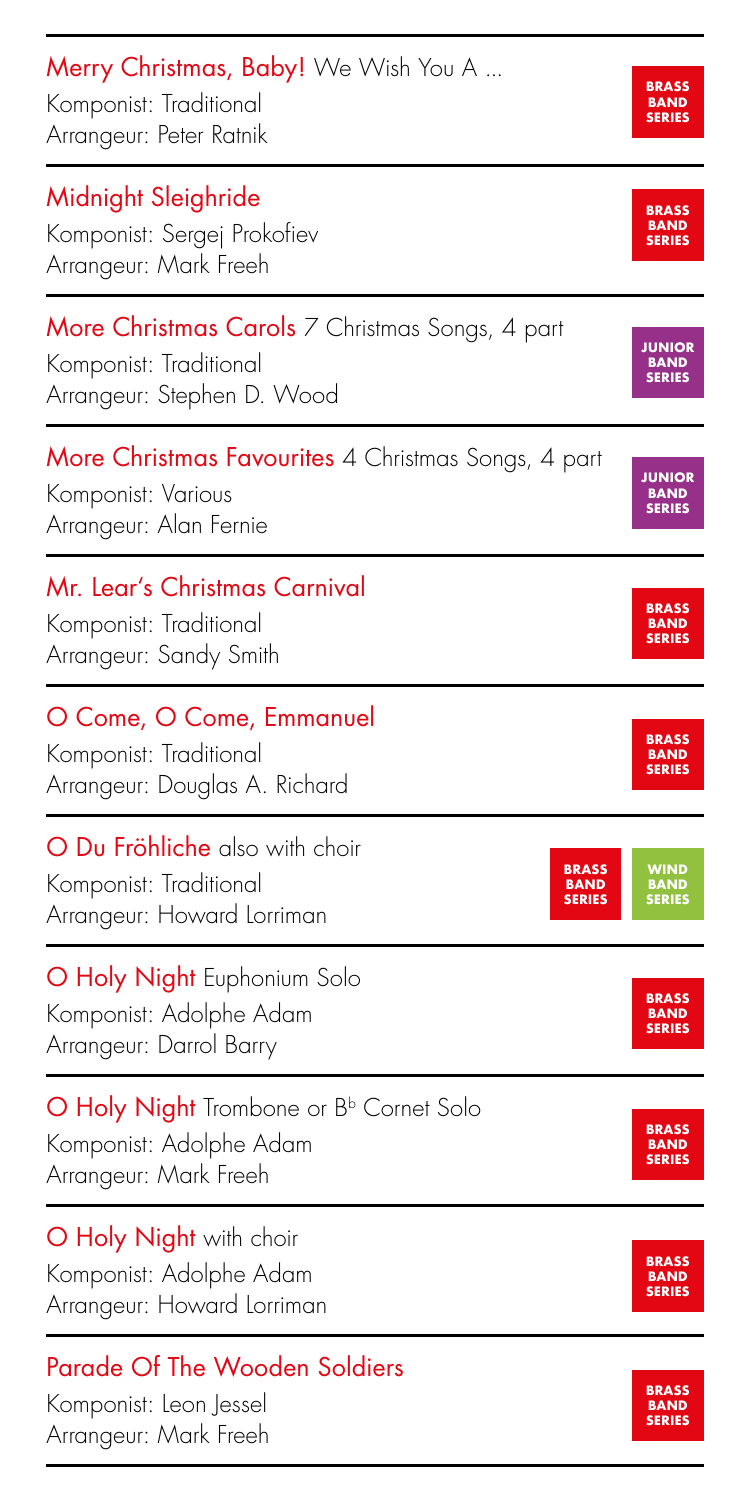### Merry Christmas, Baby! We Wish You A ...
Komponist: Traditional
Arrangeur: Peter Ratnik

BRASS BAND SERIES

### Midnight Sleighride
Komponist: Sergej Prokofiev
Arrangeur: Mark Freeh

BRASS BAND SERIES

### More Christmas Carols 7 Christmas Songs, 4 part
Komponist: Traditional
Arrangeur: Stephen D. Wood

JUNIOR BAND SERIES

### More Christmas Favourites 4 Christmas Songs, 4 part
Komponist: Various
Arrangeur: Alan Fernie

JUNIOR BAND SERIES

### Mr. Lear's Christmas Carnival
Komponist: Traditional
Arrangeur: Sandy Smith

BRASS BAND SERIES

### O Come, O Come, Emmanuel
Komponist: Traditional
Arrangeur: Douglas A. Richard

BRASS BAND SERIES

### O Du Fröhliche also with choir
Komponist: Traditional
Arrangeur: Howard Lorriman

BRASS BAND SERIES | WIND BAND SERIES

### O Holy Night Euphonium Solo
Komponist: Adolphe Adam
Arrangeur: Darrol Barry

BRASS BAND SERIES

### O Holy Night Trombone or B♭ Cornet Solo
Komponist: Adolphe Adam
Arrangeur: Mark Freeh

BRASS BAND SERIES

### O Holy Night with choir
Komponist: Adolphe Adam
Arrangeur: Howard Lorriman

BRASS BAND SERIES

### Parade Of The Wooden Soldiers
Komponist: Leon Jessel
Arrangeur: Mark Freeh

BRASS BAND SERIES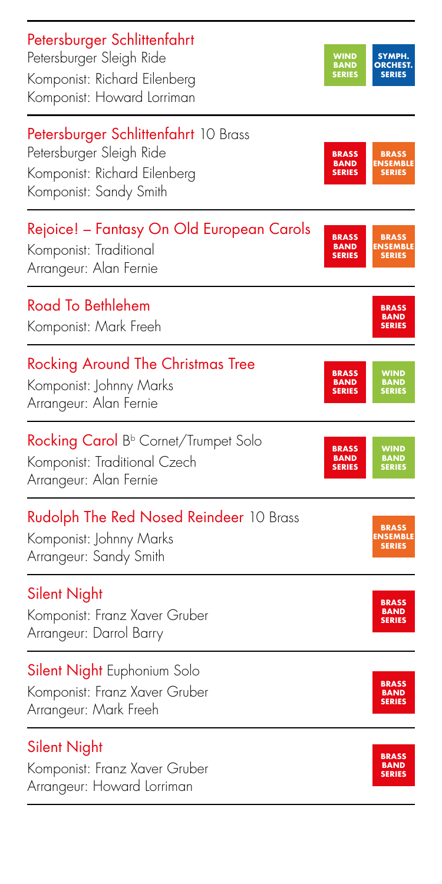## Petersburger Schlittenfahrt

Petersburger Sleigh Ride
Komponist: Richard Eilenberg
Komponist: Howard Lorriman

WIND BAND SERIES | SYMPH. ORCHEST. SERIES

## Petersburger Schlittenfahrt 10 Brass

Petersburger Sleigh Ride
Komponist: Richard Eilenberg
Komponist: Sandy Smith

BRASS BAND SERIES | BRASS ENSEMBLE SERIES

## Rejoice! – Fantasy On Old European Carols

Komponist: Traditional
Arrangeur: Alan Fernie

BRASS BAND SERIES | BRASS ENSEMBLE SERIES

## Road To Bethlehem

Komponist: Mark Freeh

BRASS BAND SERIES

## Rocking Around The Christmas Tree

Komponist: Johnny Marks
Arrangeur: Alan Fernie

BRASS BAND SERIES | WIND BAND SERIES

## Rocking Carol B♭ Cornet/Trumpet Solo

Komponist: Traditional Czech
Arrangeur: Alan Fernie

BRASS BAND SERIES | WIND BAND SERIES

## Rudolph The Red Nosed Reindeer 10 Brass

Komponist: Johnny Marks
Arrangeur: Sandy Smith

BRASS ENSEMBLE SERIES

## Silent Night

Komponist: Franz Xaver Gruber
Arrangeur: Darrol Barry

BRASS BAND SERIES

## Silent Night Euphonium Solo

Komponist: Franz Xaver Gruber
Arrangeur: Mark Freeh

BRASS BAND SERIES

## Silent Night

Komponist: Franz Xaver Gruber
Arrangeur: Howard Lorriman

BRASS BAND SERIES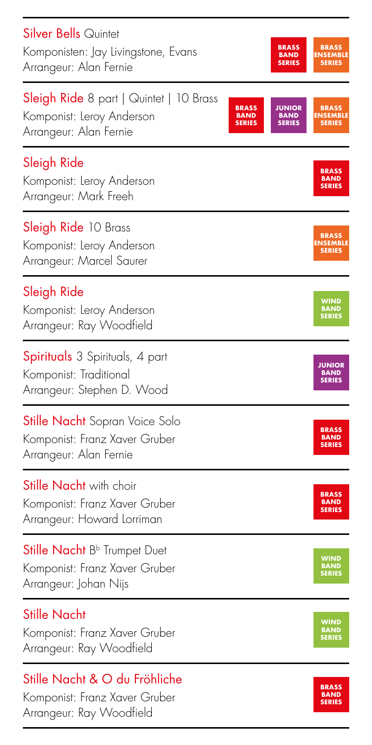**Silver Bells** Quintet
Komponisten: Jay Livingstone, Evans
Arrangeur: Alan Fernie
BRASS BAND SERIES | BRASS ENSEMBLE SERIES

---

**Sleigh Ride** 8 part | Quintet | 10 Brass
Komponist: Leroy Anderson
Arrangeur: Alan Fernie
BRASS BAND SERIES | JUNIOR BAND SERIES | BRASS ENSEMBLE SERIES

---

**Sleigh Ride**
Komponist: Leroy Anderson
Arrangeur: Mark Freeh
BRASS BAND SERIES

---

**Sleigh Ride** 10 Brass
Komponist: Leroy Anderson
Arrangeur: Marcel Saurer
BRASS ENSEMBLE SERIES

---

**Sleigh Ride**
Komponist: Leroy Anderson
Arrangeur: Ray Woodfield
WIND BAND SERIES

---

**Spirituals** 3 Spirituals, 4 part
Komponist: Traditional
Arrangeur: Stephen D. Wood
JUNIOR BAND SERIES

---

**Stille Nacht** Sopran Voice Solo
Komponist: Franz Xaver Gruber
Arrangeur: Alan Fernie
BRASS BAND SERIES

---

**Stille Nacht** with choir
Komponist: Franz Xaver Gruber
Arrangeur: Howard Lorriman
BRASS BAND SERIES

---

**Stille Nacht** B♭ Trumpet Duet
Komponist: Franz Xaver Gruber
Arrangeur: Johan Nijs
WIND BAND SERIES

---

**Stille Nacht**
Komponist: Franz Xaver Gruber
Arrangeur: Ray Woodfield
WIND BAND SERIES

---

**Stille Nacht & O du Fröhliche**
Komponist: Franz Xaver Gruber
Arrangeur: Ray Woodfield
BRASS BAND SERIES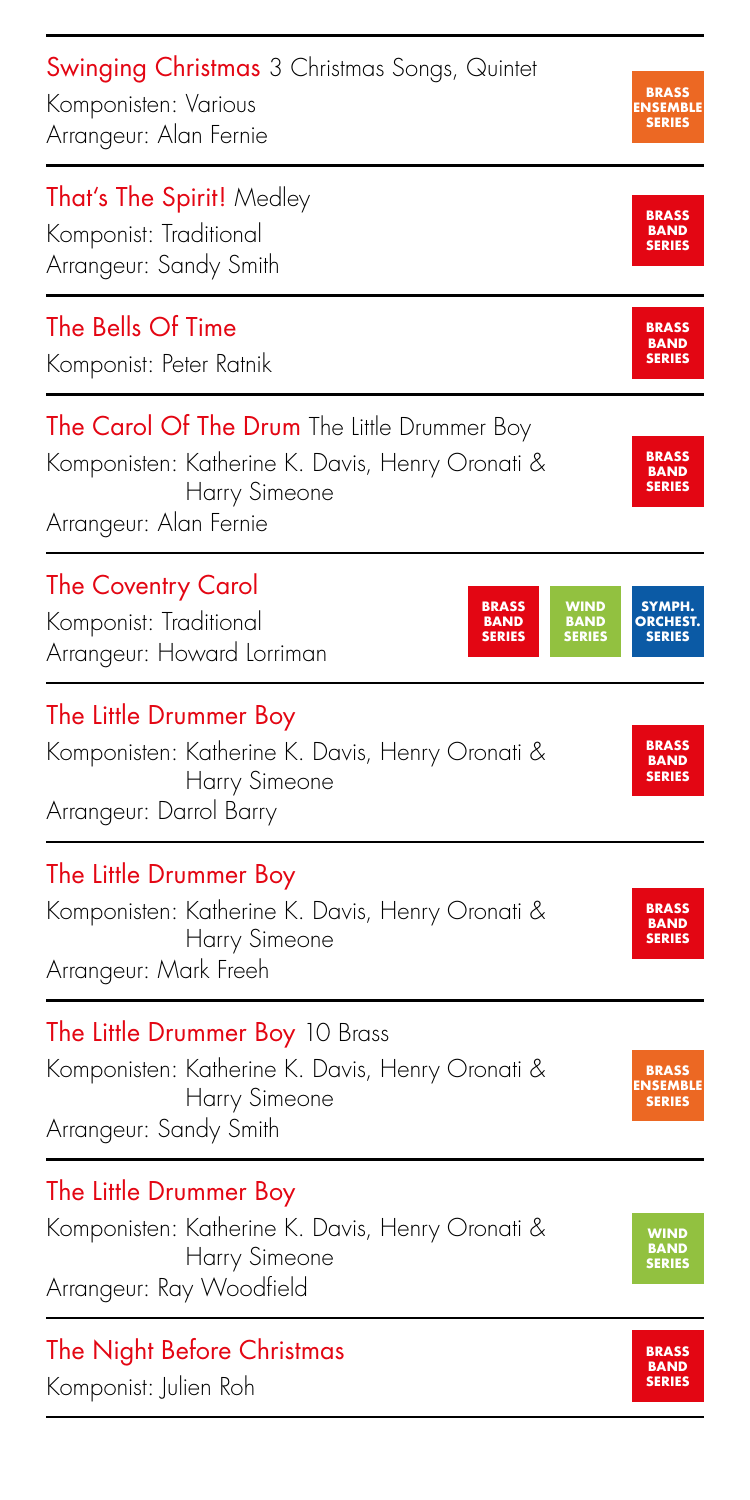**Swinging Christmas** 3 Christmas Songs, Quintet
Komponisten: Various
Arrangeur: Alan Fernie
BRASS ENSEMBLE SERIES

---

**That's The Spirit!** Medley
Komponist: Traditional
Arrangeur: Sandy Smith
BRASS BAND SERIES

---

**The Bells Of Time**
Komponist: Peter Ratnik
BRASS BAND SERIES

---

**The Carol Of The Drum** The Little Drummer Boy
Komponisten: Katherine K. Davis, Henry Oronati & Harry Simeone
Arrangeur: Alan Fernie
BRASS BAND SERIES

---

**The Coventry Carol**
Komponist: Traditional
Arrangeur: Howard Lorriman
BRASS BAND SERIES | WIND BAND SERIES | SYMPH. ORCHEST. SERIES

---

**The Little Drummer Boy**
Komponisten: Katherine K. Davis, Henry Oronati & Harry Simeone
Arrangeur: Darrol Barry
BRASS BAND SERIES

---

**The Little Drummer Boy**
Komponisten: Katherine K. Davis, Henry Oronati & Harry Simeone
Arrangeur: Mark Freeh
BRASS BAND SERIES

---

**The Little Drummer Boy** 10 Brass
Komponisten: Katherine K. Davis, Henry Oronati & Harry Simeone
Arrangeur: Sandy Smith
BRASS ENSEMBLE SERIES

---

**The Little Drummer Boy**
Komponisten: Katherine K. Davis, Henry Oronati & Harry Simeone
Arrangeur: Ray Woodfield
WIND BAND SERIES

---

**The Night Before Christmas**
Komponist: Julien Roh
BRASS BAND SERIES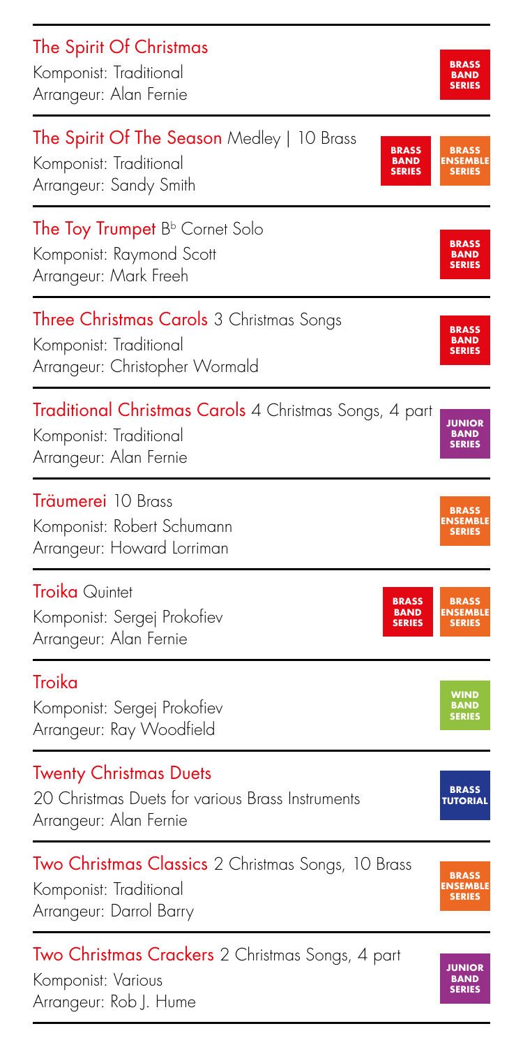**The Spirit Of Christmas**
Komponist: Traditional
Arrangeur: Alan Fernie
BRASS BAND SERIES

---

**The Spirit Of The Season** Medley | 10 Brass
Komponist: Traditional
Arrangeur: Sandy Smith
BRASS BAND SERIES | BRASS ENSEMBLE SERIES

---

**The Toy Trumpet** B♭ Cornet Solo
Komponist: Raymond Scott
Arrangeur: Mark Freeh
BRASS BAND SERIES

---

**Three Christmas Carols** 3 Christmas Songs
Komponist: Traditional
Arrangeur: Christopher Wormald
BRASS BAND SERIES

---

**Traditional Christmas Carols** 4 Christmas Songs, 4 part
Komponist: Traditional
Arrangeur: Alan Fernie
JUNIOR BAND SERIES

---

**Träumerei** 10 Brass
Komponist: Robert Schumann
Arrangeur: Howard Lorriman
BRASS ENSEMBLE SERIES

---

**Troika** Quintet
Komponist: Sergej Prokofiev
Arrangeur: Alan Fernie
BRASS BAND SERIES | BRASS ENSEMBLE SERIES

---

**Troika**
Komponist: Sergej Prokofiev
Arrangeur: Ray Woodfield
WIND BAND SERIES

---

**Twenty Christmas Duets**
20 Christmas Duets for various Brass Instruments
Arrangeur: Alan Fernie
BRASS TUTORIAL

---

**Two Christmas Classics** 2 Christmas Songs, 10 Brass
Komponist: Traditional
Arrangeur: Darrol Barry
BRASS ENSEMBLE SERIES

---

**Two Christmas Crackers** 2 Christmas Songs, 4 part
Komponist: Various
Arrangeur: Rob J. Hume
JUNIOR BAND SERIES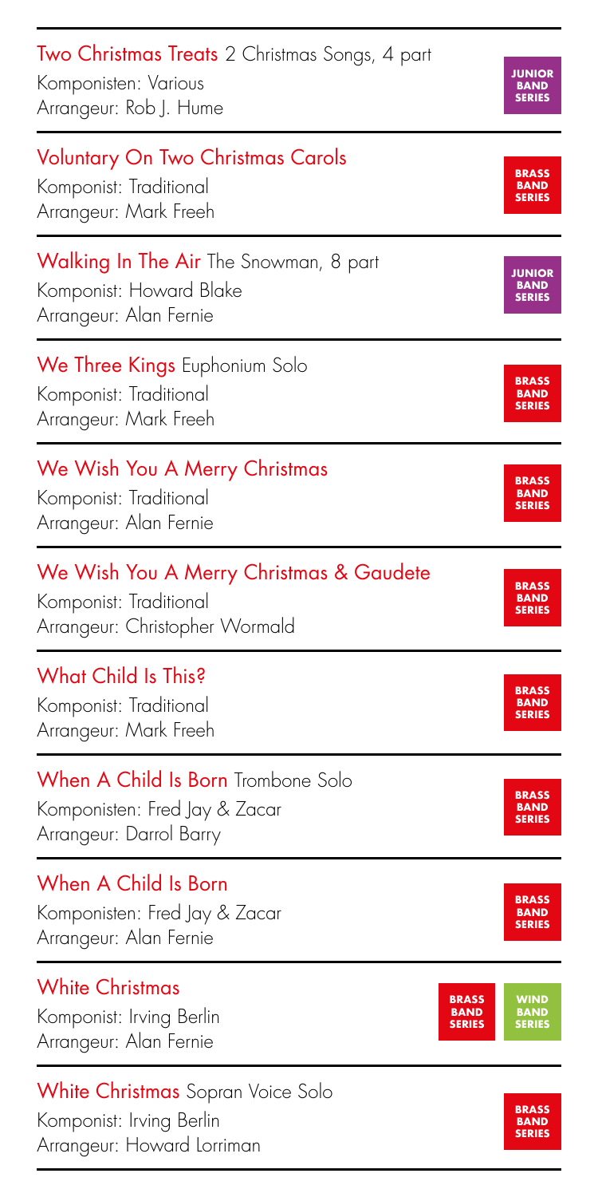## Two Christmas Treats 2 Christmas Songs, 4 part

Komponisten: Various
Arrangeur: Rob J. Hume

JUNIOR BAND SERIES

## Voluntary On Two Christmas Carols

Komponist: Traditional
Arrangeur: Mark Freeh

BRASS BAND SERIES

## Walking In The Air The Snowman, 8 part

Komponist: Howard Blake
Arrangeur: Alan Fernie

JUNIOR BAND SERIES

## We Three Kings Euphonium Solo

Komponist: Traditional
Arrangeur: Mark Freeh

BRASS BAND SERIES

## We Wish You A Merry Christmas

Komponist: Traditional
Arrangeur: Alan Fernie

BRASS BAND SERIES

## We Wish You A Merry Christmas & Gaudete

Komponist: Traditional
Arrangeur: Christopher Wormald

BRASS BAND SERIES

## What Child Is This?

Komponist: Traditional
Arrangeur: Mark Freeh

BRASS BAND SERIES

## When A Child Is Born Trombone Solo

Komponisten: Fred Jay & Zacar
Arrangeur: Darrol Barry

BRASS BAND SERIES

## When A Child Is Born

Komponisten: Fred Jay & Zacar
Arrangeur: Alan Fernie

BRASS BAND SERIES

## White Christmas

Komponist: Irving Berlin
Arrangeur: Alan Fernie

BRASS BAND SERIES | WIND BAND SERIES

## White Christmas Sopran Voice Solo

Komponist: Irving Berlin
Arrangeur: Howard Lorriman

BRASS BAND SERIES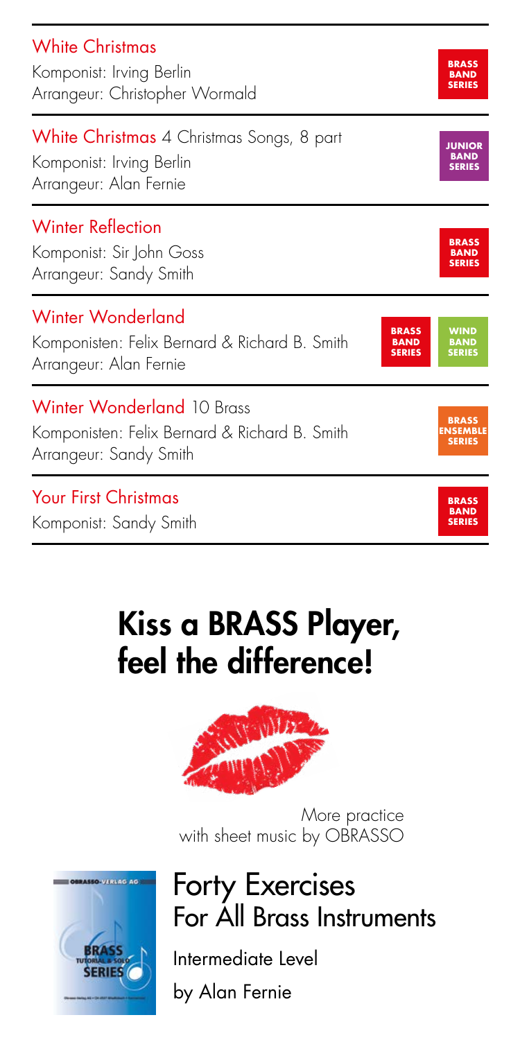White Christmas
Komponist: Irving Berlin
Arrangeur: Christopher Wormald

BRASS BAND SERIES

White Christmas 4 Christmas Songs, 8 part
Komponist: Irving Berlin
Arrangeur: Alan Fernie

JUNIOR BAND SERIES

Winter Reflection
Komponist: Sir John Goss
Arrangeur: Sandy Smith

BRASS BAND SERIES

Winter Wonderland
Komponisten: Felix Bernard & Richard B. Smith
Arrangeur: Alan Fernie

BRASS BAND SERIES WIND BAND SERIES

Winter Wonderland 10 Brass
Komponisten: Felix Bernard & Richard B. Smith
Arrangeur: Sandy Smith

BRASS ENSEMBLE SERIES

Your First Christmas
Komponist: Sandy Smith

BRASS BAND SERIES

# Kiss a BRASS Player, feel the difference!

More practice with sheet music by OBRASSO

## Forty Exercises For All Brass Instruments

Intermediate Level

by Alan Fernie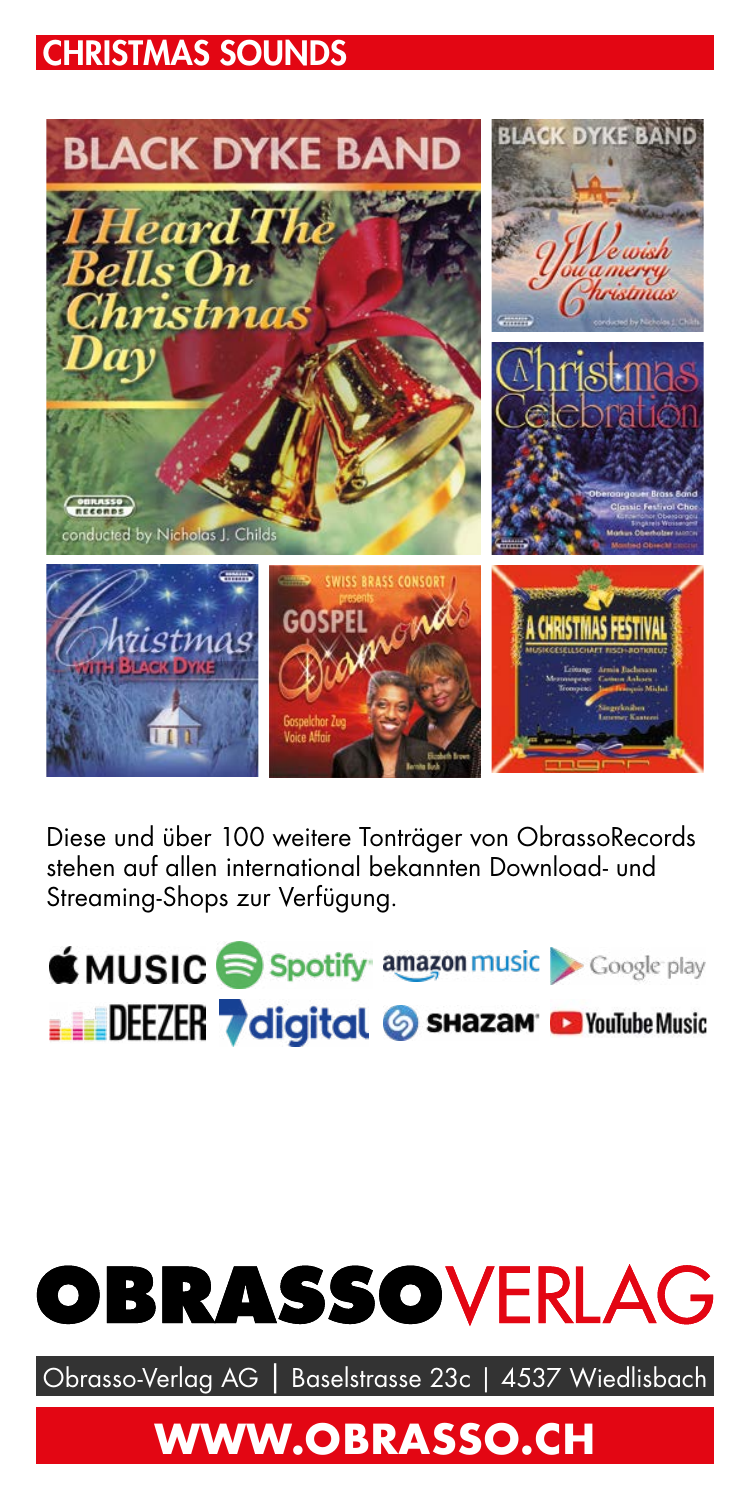## CHRISTMAS SOUNDS

Diese und über 100 weitere Tonträger von ObrassoRecords stehen auf allen international bekannten Download- und Streaming-Shops zur Verfügung.

MUSIC Spotify amazon music Google play DEEZER 7digital SHAZAM YouTube Music

# OBRASSOVERLAG

Obrasso-Verlag AG | Baselstrasse 23c | 4537 Wiedlisbach

## WWW.OBRASSO.CH